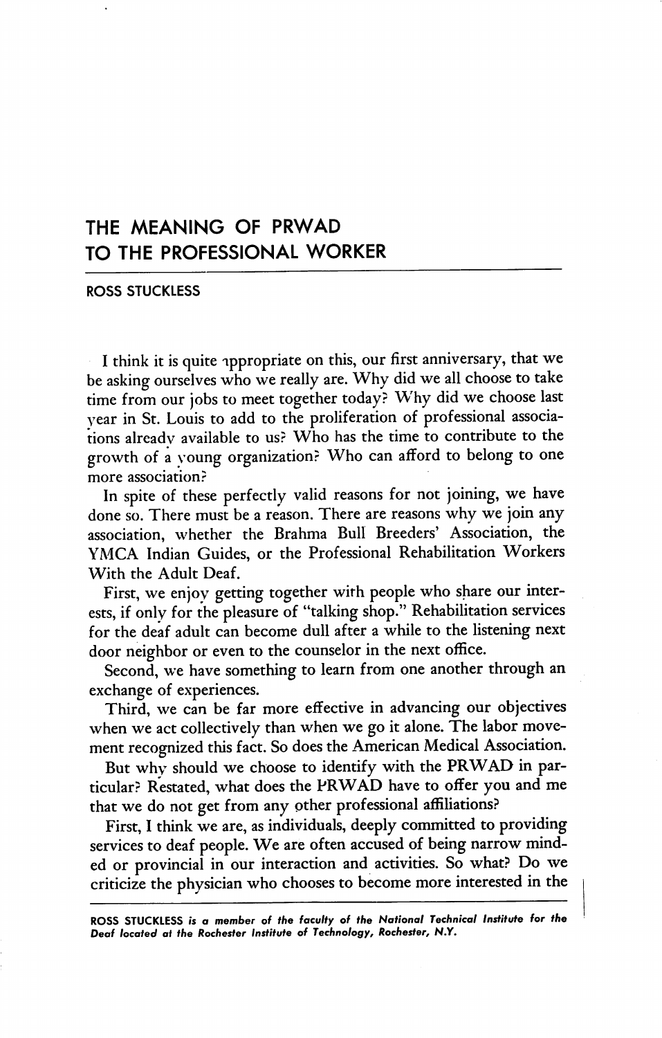# THE MEANING OF PRWAD TO THE PROFESSIONAL WORKER

ROSS STUCKLESS

I think it is quite appropriate on this, our first anniversary, that we be asking ourselves who we really are. Why did we all choose to take time from our jobs to meet together today? Why did we choose last year in St. Louis to add to the proliferation of professional associations already available to us? Who has the time to contribute to the growth of a young organization? Who can afford to belong to one more association?

In spite of these perfectly valid reasons for not joining, we have done so. There must be a reason. There are reasons why we join any association, whether the Brahma Bull Breeders' Association, the YMCA Indian Guides, or the Professional Rehabilitation Workers With the Adult Deaf.

First, we enjoy getting together with people who share our interests, if only for the pleasure of "talking shop." Rehabilitation services for the deaf adult can become dull after a while to the listening next door neighbor or even to the counselor in the next office.

Second, we have something to learn from one another through an exchange of experiences.

Third, we can be far more effective in advancing our objectives when we act collectively than when we go it alone. The labor movement recognized this fact. So does the American Medical Association.

But why should we choose to identify with the PRWAD in particular? Restated, what does the PRWAD have to offer you and me that we do not get from any other professional affiliations?

First, I think we are, as individuals, deeply committed to providing services to deaf people. We are often accused of being narrow minded or provincial in our interaction and activities. So what? Do we criticize the physician who chooses to become more interested in the

---

**ROSS STUCKLESS** *is a member of the faculty of the National Technical Institute for the Deaf located at the Rochester Institute of Technology, Rochester, N.Y.*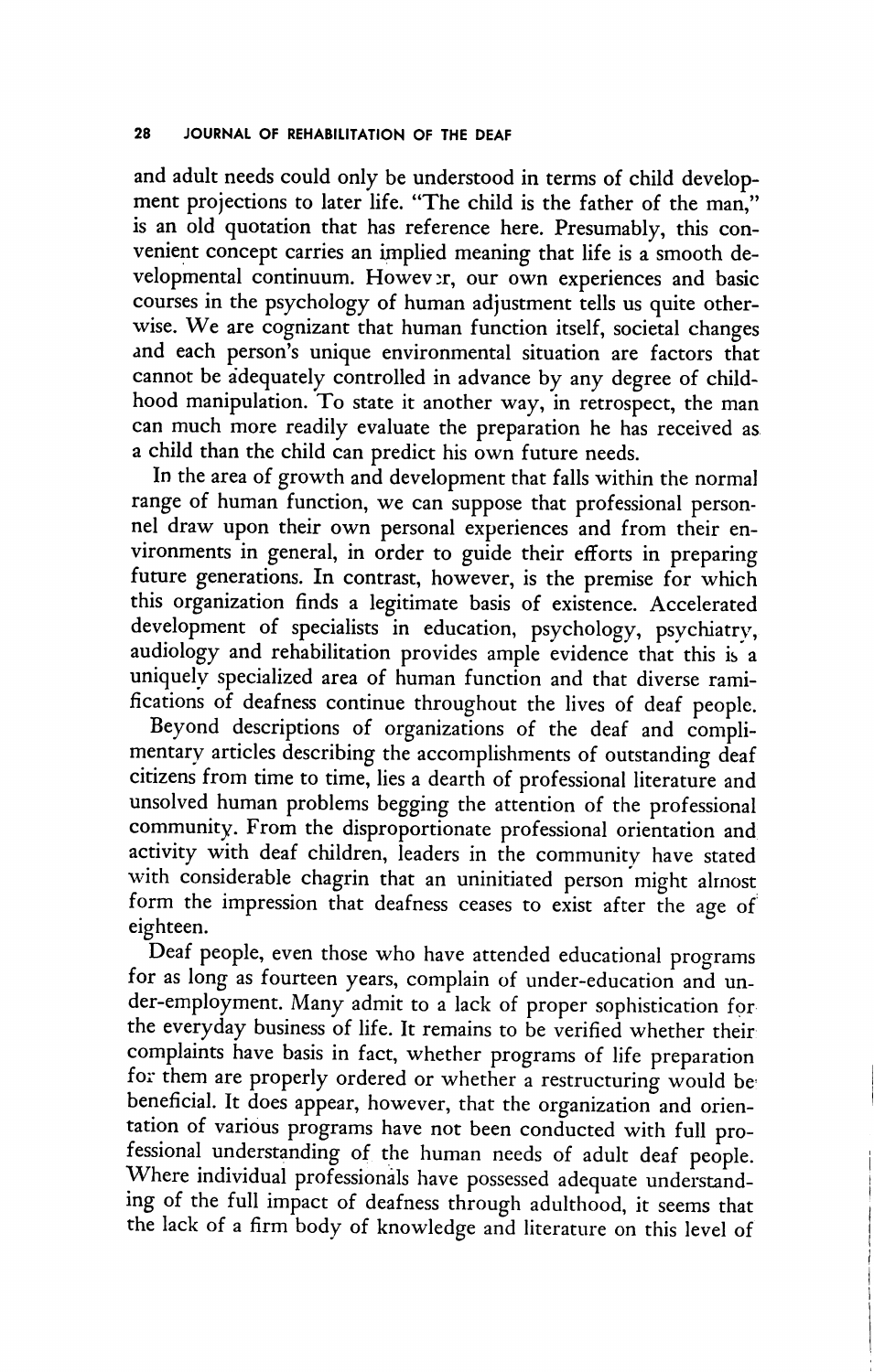and adult needs could only be understood in terms of child development projections to later life. "The child is the father of the man," is an old quotation that has reference here. Presumably, this convenient concept carries an implied meaning that life is a smooth developmental continuum. However, our own experiences and basic courses in the psychology of human adjustment tells us quite otherwise. We are cognizant that human function itself, societal changes and each person's unique environmental situation are factors that cannot be adequately controlled in advance by any degree of childhood manipulation. To state it another way, in retrospect, the man can much more readily evaluate the preparation he has received as a child than the child can predict his own future needs.

In the area of growth and development that falls within the normal range of human function, we can suppose that professional personnel draw upon their own personal experiences and from their environments in general, in order to guide their efforts in preparing future generations. In contrast, however, is the premise for which this organization finds a legitimate basis of existence. Accelerated development of specialists in education, psychology, psychiatry, audiology and rehabilitation provides ample evidence that this is a uniquely specialized area of human function and that diverse ramifications of deafness continue throughout the lives of deaf people.

Beyond descriptions of organizations of the deaf and complimentary articles describing the accomplishments of outstanding deaf citizens from time to time, lies a dearth of professional literature and unsolved human problems begging the attention of the professional community. From the disproportionate professional orientation and activity with deaf children, leaders in the community have stated with considerable chagrin that an uninitiated person might almost form the impression that deafness ceases to exist after the age of eighteen.

Deaf people, even those who have attended educational programs for as long as fourteen years, complain of under-education and under-employment. Many admit to a lack of proper sophistication for the everyday business of life. It remains to be verified whether their complaints have basis in fact, whether programs of life preparation for them are properly ordered or whether a restructuring would be beneficial. It does appear, however, that the organization and orientation of various programs have not been conducted with full professional understanding of the human needs of adult deaf people. Where individual professionals have possessed adequate understanding of the full impact of deafness through adulthood, it seems that the lack of a firm body of knowledge and literature on this level of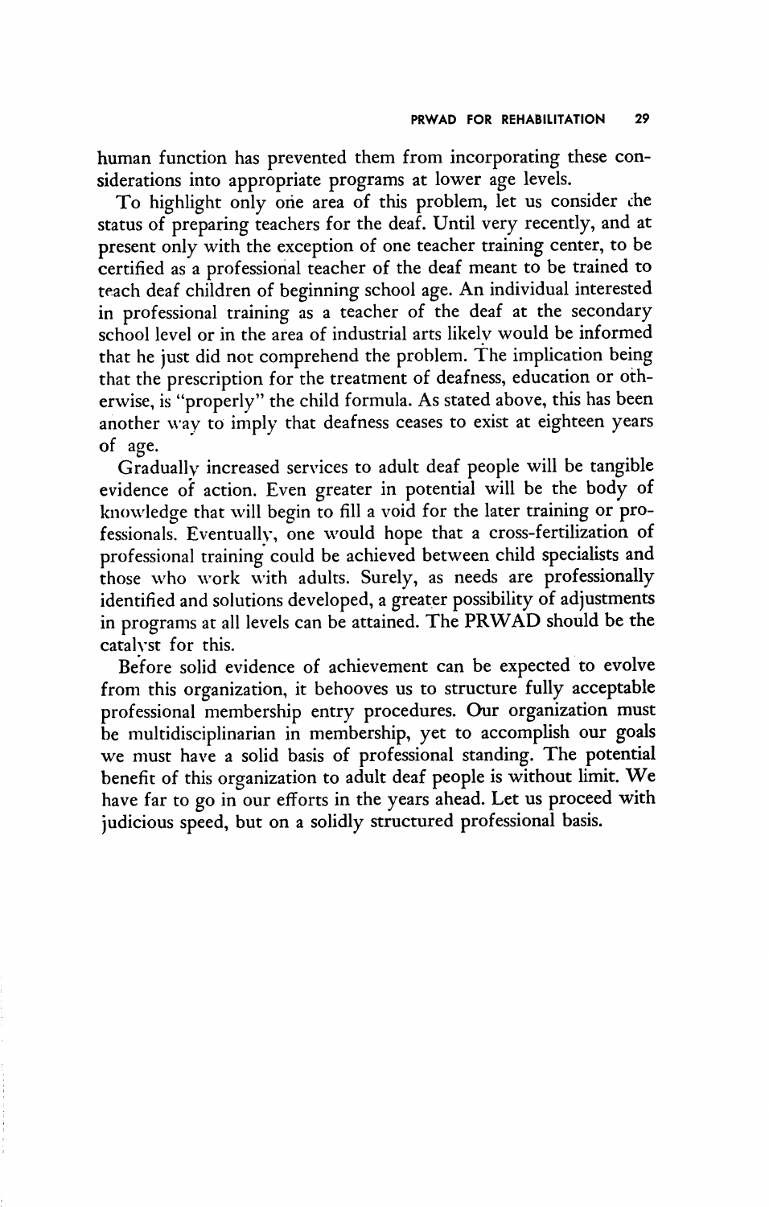human function has prevented them from incorporating these considerations into appropriate programs at lower age levels.

To highlight only one area of this problem, let us consider the status of preparing teachers for the deaf. Until very recently, and at present only with the exception of one teacher training center, to be certified as a professional teacher of the deaf meant to be trained to teach deaf children of beginning school age. An individual interested in professional training as a teacher of the deaf at the secondary school level or in the area of industrial arts likely would be informed that he just did not comprehend the problem. The implication being that the prescription for the treatment of deafness, education or otherwise, is "properly" the child formula. As stated above, this has been another way to imply that deafness ceases to exist at eighteen years of age.

Gradually increased services to adult deaf people will be tangible evidence of action. Even greater in potential will be the body of knowledge that will begin to fill a void for the later training or professionals. Eventually, one would hope that a cross-fertilization of professional training could be achieved between child specialists and those who work with adults. Surely, as needs are professionally identified and solutions developed, a greater possibility of adjustments in programs at all levels can be attained. The PRWAD should be the catalyst for this.

Before solid evidence of achievement can be expected to evolve from this organization, it behooves us to structure fully acceptable professional membership entry procedures. Our organization must be multidisciplinarian in membership, yet to accomplish our goals we must have a solid basis of professional standing. The potential benefit of this organization to adult deaf people is without limit. We have far to go in our efforts in the years ahead. Let us proceed with judicious speed, but on a solidly structured professional basis.